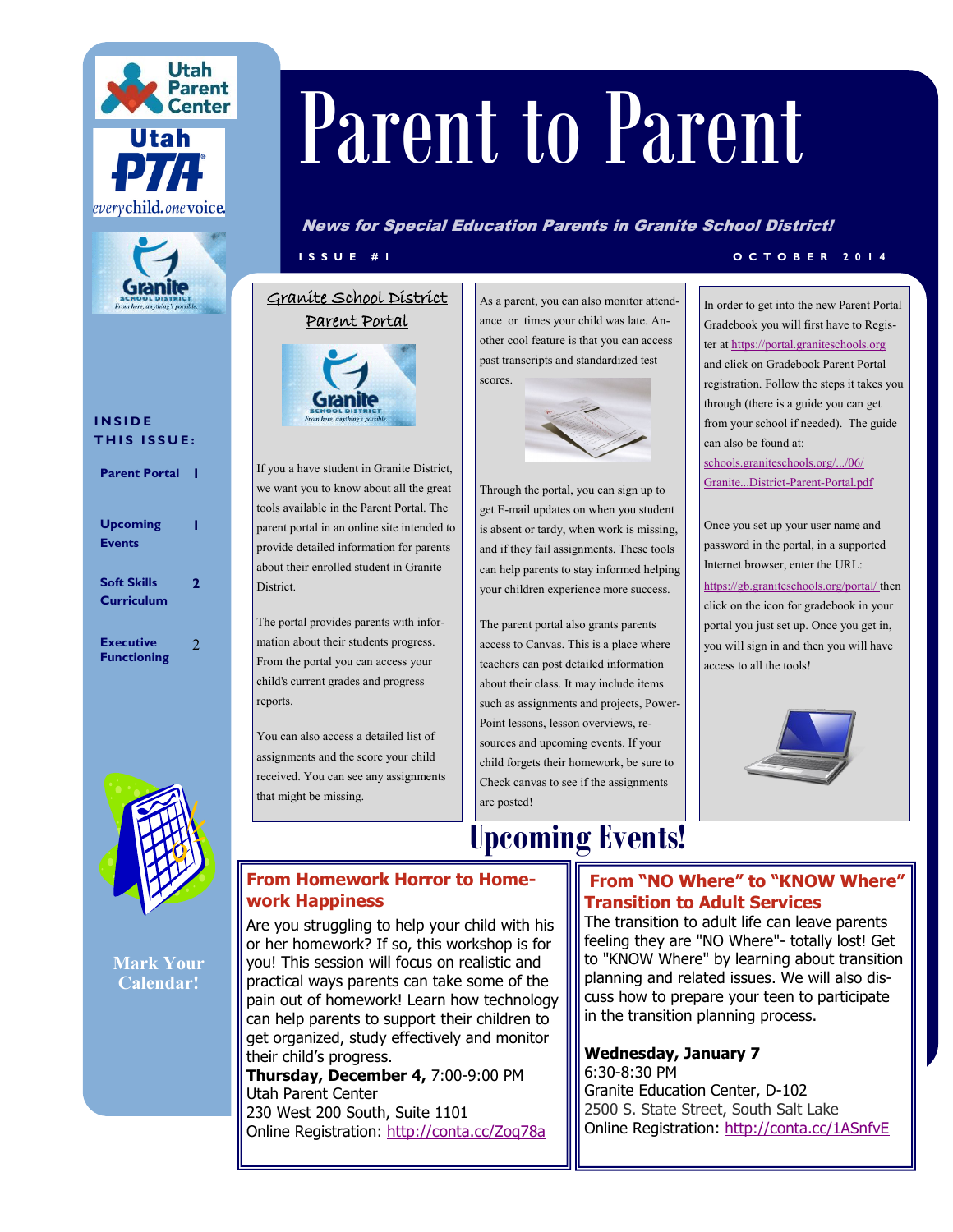# Parent to Parent

***News for Special Education Parents in Granite School District!***

ISSUE #1 — OCTOBER 2014

**INSIDE THIS ISSUE:**

| | |
|---|---|
| Parent Portal | 1 |
| Upcoming Events | 1 |
| Soft Skills Curriculum | 2 |
| Executive Functioning | 2 |

## Granite School District Parent Portal

If you a have student in Granite District, we want you to know about all the great tools available in the Parent Portal. The parent portal in an online site intended to provide detailed information for parents about their enrolled student in Granite District.

The portal provides parents with information about their students progress. From the portal you can access your child's current grades and progress reports.

You can also access a detailed list of assignments and the score your child received. You can see any assignments that might be missing.

As a parent, you can also monitor attendance or times your child was late. Another cool feature is that you can access past transcripts and standardized test scores.

Through the portal, you can sign up to get E-mail updates on when you student is absent or tardy, when work is missing, and if they fail assignments. These tools can help parents to stay informed helping your children experience more success.

The parent portal also grants parents access to Canvas. This is a place where teachers can post detailed information about their class. It may include items such as assignments and projects, PowerPoint lessons, lesson overviews, resources and upcoming events. If your child forgets their homework, be sure to Check canvas to see if the assignments are posted!

In order to get into the new Parent Portal Gradebook you will first have to Register at https://portal.graniteschools.org and click on Gradebook Parent Portal registration. Follow the steps it takes you through (there is a guide you can get from your school if needed). The guide can also be found at: schools.graniteschools.org/.../06/Granite...District-Parent-Portal.pdf

Once you set up your user name and password in the portal, in a supported Internet browser, enter the URL: https://gb.graniteschools.org/portal/ then click on the icon for gradebook in your portal you just set up. Once you get in, you will sign in and then you will have access to all the tools!

## Upcoming Events!

**Mark Your Calendar!**

### From Homework Horror to Homework Happiness

Are you struggling to help your child with his or her homework? If so, this workshop is for you! This session will focus on realistic and practical ways parents can take some of the pain out of homework! Learn how technology can help parents to support their children to get organized, study effectively and monitor their child's progress.

**Thursday, December 4,** 7:00-9:00 PM
Utah Parent Center
230 West 200 South, Suite 1101
Online Registration: http://conta.cc/Zoq78a

### From "NO Where" to "KNOW Where" Transition to Adult Services

The transition to adult life can leave parents feeling they are "NO Where"- totally lost! Get to "KNOW Where" by learning about transition planning and related issues. We will also discuss how to prepare your teen to participate in the transition planning process.

**Wednesday, January 7**
6:30-8:30 PM
Granite Education Center, D-102
2500 S. State Street, South Salt Lake
Online Registration: http://conta.cc/1ASnfvE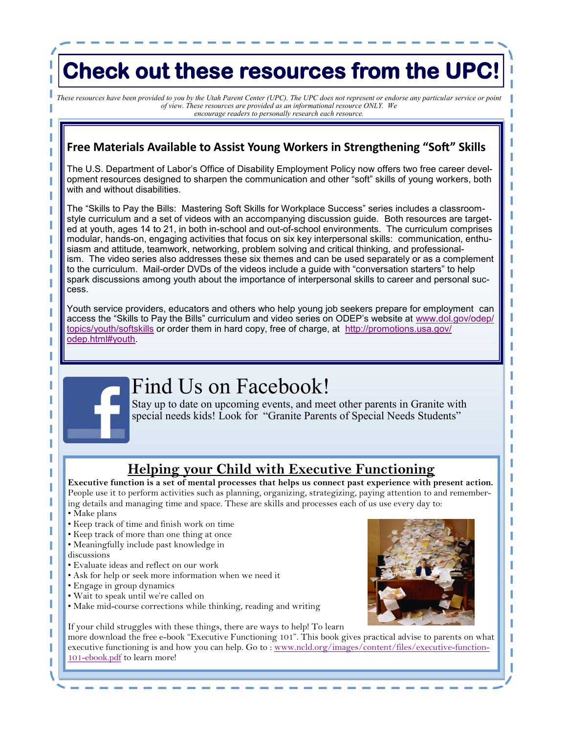# Check out these resources from the UPC!

*These resources have been provided to you by the Utah Parent Center (UPC). The UPC does not represent or endorse any particular service or point of view. These resources are provided as an informational resource ONLY. We encourage readers to personally research each resource.*

## Free Materials Available to Assist Young Workers in Strengthening "Soft" Skills

The U.S. Department of Labor's Office of Disability Employment Policy now offers two free career development resources designed to sharpen the communication and other "soft" skills of young workers, both with and without disabilities.

The "Skills to Pay the Bills: Mastering Soft Skills for Workplace Success" series includes a classroom-style curriculum and a set of videos with an accompanying discussion guide. Both resources are targeted at youth, ages 14 to 21, in both in-school and out-of-school environments. The curriculum comprises modular, hands-on, engaging activities that focus on six key interpersonal skills: communication, enthusiasm and attitude, teamwork, networking, problem solving and critical thinking, and professionalism. The video series also addresses these six themes and can be used separately or as a complement to the curriculum. Mail-order DVDs of the videos include a guide with "conversation starters" to help spark discussions among youth about the importance of interpersonal skills to career and personal success.

Youth service providers, educators and others who help young job seekers prepare for employment can access the "Skills to Pay the Bills" curriculum and video series on ODEP's website at www.dol.gov/odep/topics/youth/softskills or order them in hard copy, free of charge, at http://promotions.usa.gov/odep.html#youth.

## Find Us on Facebook!

Stay up to date on upcoming events, and meet other parents in Granite with special needs kids! Look for "Granite Parents of Special Needs Students"

## Helping your Child with Executive Functioning

**Executive function is a set of mental processes that helps us connect past experience with present action.** People use it to perform activities such as planning, organizing, strategizing, paying attention to and remembering details and managing time and space. These are skills and processes each of us use every day to:

- Make plans
- Keep track of time and finish work on time
- Keep track of more than one thing at once
- Meaningfully include past knowledge in discussions
- Evaluate ideas and reflect on our work
- Ask for help or seek more information when we need it
- Engage in group dynamics
- Wait to speak until we're called on
- Make mid-course corrections while thinking, reading and writing

If your child struggles with these things, there are ways to help! To learn more download the free e-book "Executive Functioning 101". This book gives practical advise to parents on what executive functioning is and how you can help. Go to : www.ncld.org/images/content/files/executive-function-101-ebook.pdf to learn more!